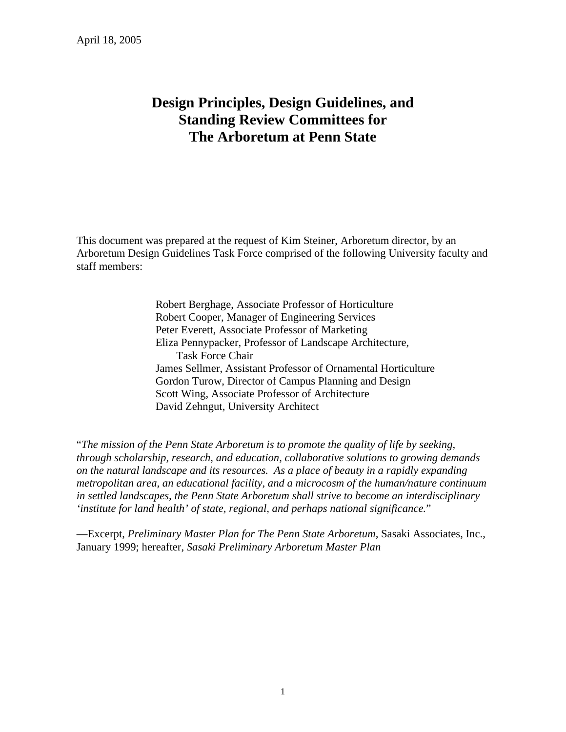April 18, 2005

# Design Principles, Design Guidelines, and Standing Review Committees for The Arboretum at Penn State

This document was prepared at the request of Kim Steiner, Arboretum director, by an Arboretum Design Guidelines Task Force comprised of the following University faculty and staff members:

Robert Berghage, Associate Professor of Horticulture
Robert Cooper, Manager of Engineering Services
Peter Everett, Associate Professor of Marketing
Eliza Pennypacker, Professor of Landscape Architecture, Task Force Chair
James Sellmer, Assistant Professor of Ornamental Horticulture
Gordon Turow, Director of Campus Planning and Design
Scott Wing, Associate Professor of Architecture
David Zehngut, University Architect

"*The mission of the Penn State Arboretum is to promote the quality of life by seeking, through scholarship, research, and education, collaborative solutions to growing demands on the natural landscape and its resources. As a place of beauty in a rapidly expanding metropolitan area, an educational facility, and a microcosm of the human/nature continuum in settled landscapes, the Penn State Arboretum shall strive to become an interdisciplinary 'institute for land health' of state, regional, and perhaps national significance.*"

—Excerpt, *Preliminary Master Plan for The Penn State Arboretum,* Sasaki Associates, Inc., January 1999; hereafter, *Sasaki Preliminary Arboretum Master Plan*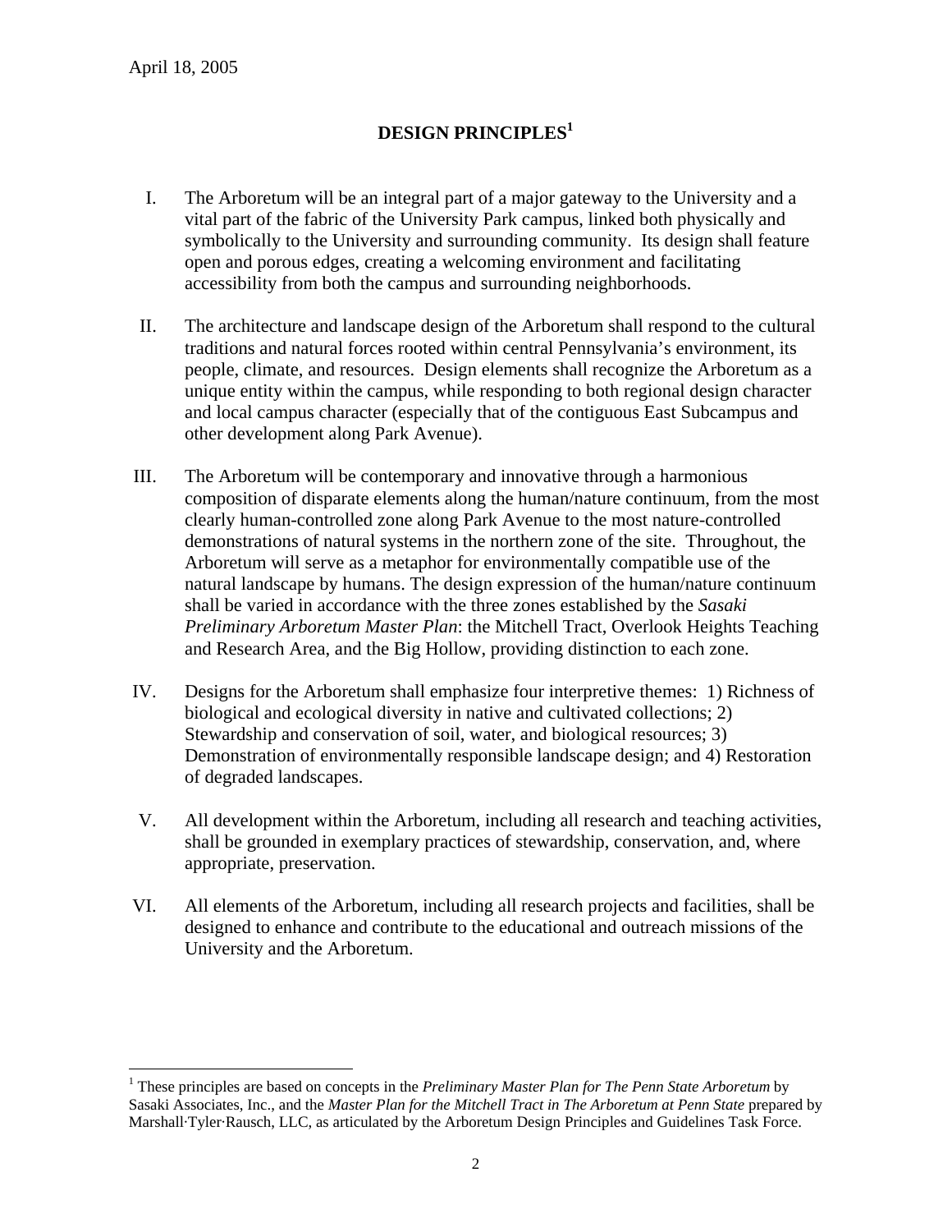April 18, 2005

## DESIGN PRINCIPLES[1]

I. The Arboretum will be an integral part of a major gateway to the University and a vital part of the fabric of the University Park campus, linked both physically and symbolically to the University and surrounding community. Its design shall feature open and porous edges, creating a welcoming environment and facilitating accessibility from both the campus and surrounding neighborhoods.

II. The architecture and landscape design of the Arboretum shall respond to the cultural traditions and natural forces rooted within central Pennsylvania's environment, its people, climate, and resources. Design elements shall recognize the Arboretum as a unique entity within the campus, while responding to both regional design character and local campus character (especially that of the contiguous East Subcampus and other development along Park Avenue).

III. The Arboretum will be contemporary and innovative through a harmonious composition of disparate elements along the human/nature continuum, from the most clearly human-controlled zone along Park Avenue to the most nature-controlled demonstrations of natural systems in the northern zone of the site. Throughout, the Arboretum will serve as a metaphor for environmentally compatible use of the natural landscape by humans. The design expression of the human/nature continuum shall be varied in accordance with the three zones established by the *Sasaki Preliminary Arboretum Master Plan*: the Mitchell Tract, Overlook Heights Teaching and Research Area, and the Big Hollow, providing distinction to each zone.

IV. Designs for the Arboretum shall emphasize four interpretive themes: 1) Richness of biological and ecological diversity in native and cultivated collections; 2) Stewardship and conservation of soil, water, and biological resources; 3) Demonstration of environmentally responsible landscape design; and 4) Restoration of degraded landscapes.

V. All development within the Arboretum, including all research and teaching activities, shall be grounded in exemplary practices of stewardship, conservation, and, where appropriate, preservation.

VI. All elements of the Arboretum, including all research projects and facilities, shall be designed to enhance and contribute to the educational and outreach missions of the University and the Arboretum.

---

[1] These principles are based on concepts in the *Preliminary Master Plan for The Penn State Arboretum* by Sasaki Associates, Inc., and the *Master Plan for the Mitchell Tract in The Arboretum at Penn State* prepared by Marshall·Tyler·Rausch, LLC, as articulated by the Arboretum Design Principles and Guidelines Task Force.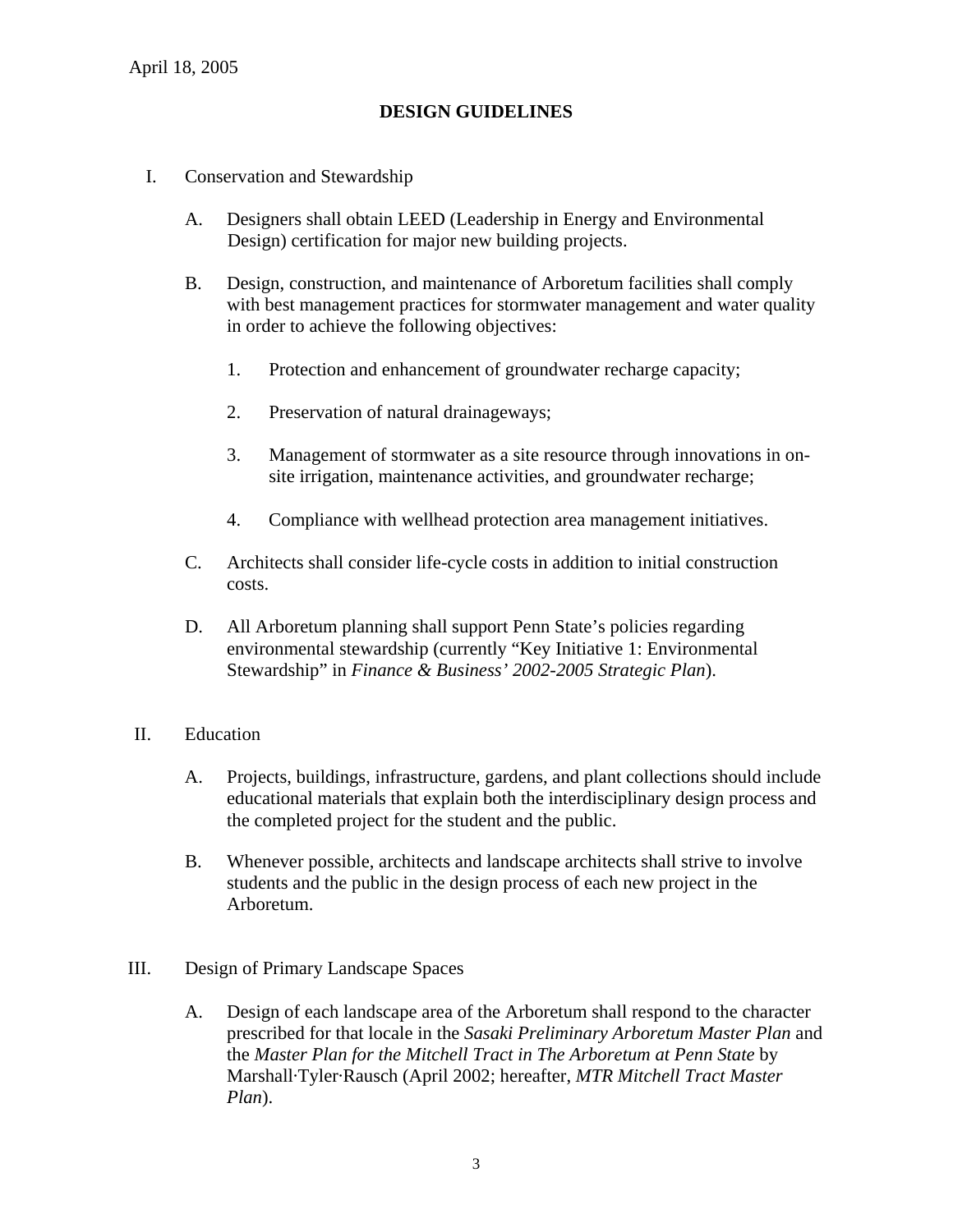April 18, 2005

# DESIGN GUIDELINES

I. Conservation and Stewardship

A. Designers shall obtain LEED (Leadership in Energy and Environmental Design) certification for major new building projects.

B. Design, construction, and maintenance of Arboretum facilities shall comply with best management practices for stormwater management and water quality in order to achieve the following objectives:

1. Protection and enhancement of groundwater recharge capacity;

2. Preservation of natural drainageways;

3. Management of stormwater as a site resource through innovations in on-site irrigation, maintenance activities, and groundwater recharge;

4. Compliance with wellhead protection area management initiatives.

C. Architects shall consider life-cycle costs in addition to initial construction costs.

D. All Arboretum planning shall support Penn State's policies regarding environmental stewardship (currently "Key Initiative 1: Environmental Stewardship" in *Finance & Business' 2002-2005 Strategic Plan*).

II. Education

A. Projects, buildings, infrastructure, gardens, and plant collections should include educational materials that explain both the interdisciplinary design process and the completed project for the student and the public.

B. Whenever possible, architects and landscape architects shall strive to involve students and the public in the design process of each new project in the Arboretum.

III. Design of Primary Landscape Spaces

A. Design of each landscape area of the Arboretum shall respond to the character prescribed for that locale in the *Sasaki Preliminary Arboretum Master Plan* and the *Master Plan for the Mitchell Tract in The Arboretum at Penn State* by Marshall·Tyler·Rausch (April 2002; hereafter, *MTR Mitchell Tract Master Plan*).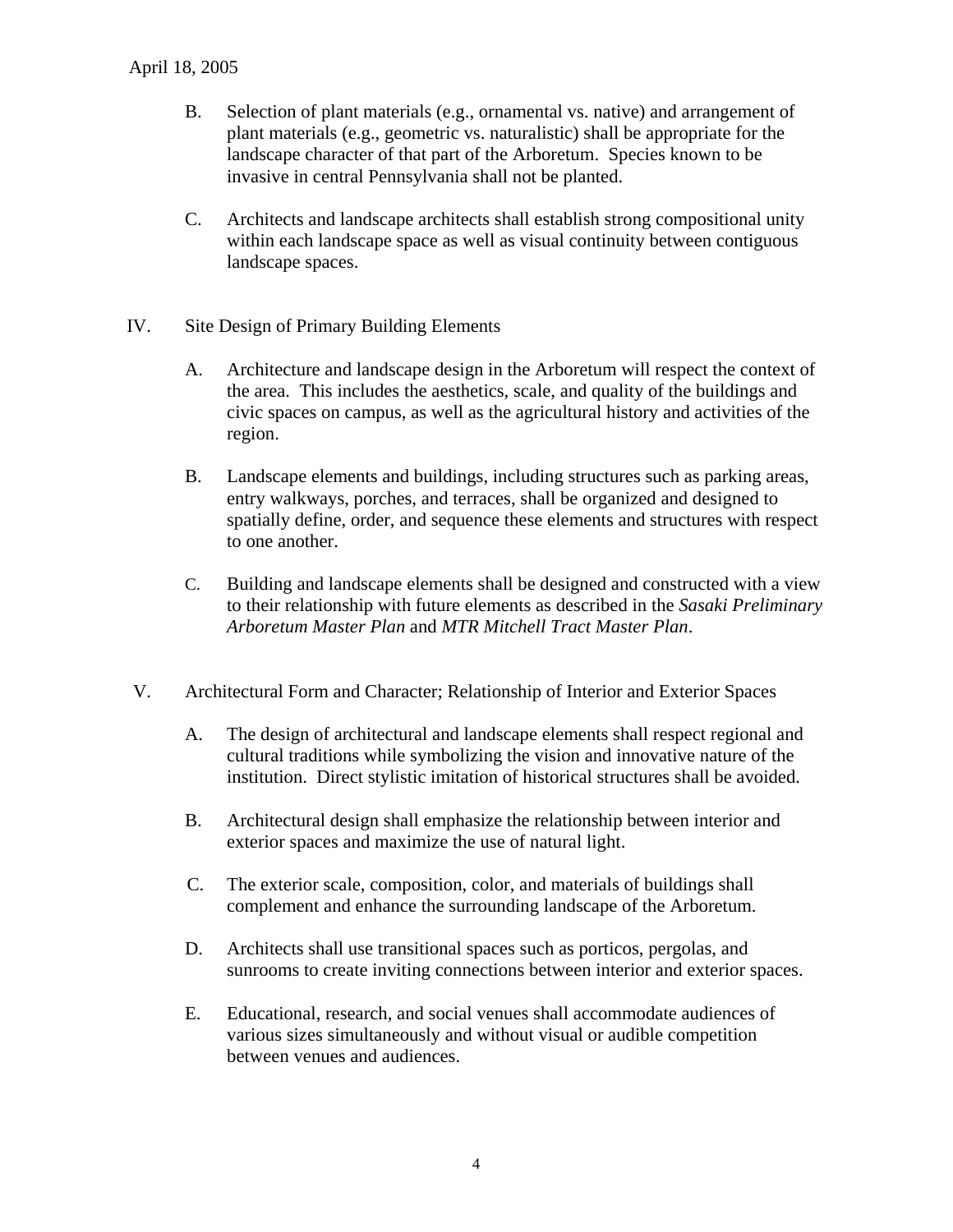April 18, 2005

B. Selection of plant materials (e.g., ornamental vs. native) and arrangement of plant materials (e.g., geometric vs. naturalistic) shall be appropriate for the landscape character of that part of the Arboretum. Species known to be invasive in central Pennsylvania shall not be planted.

C. Architects and landscape architects shall establish strong compositional unity within each landscape space as well as visual continuity between contiguous landscape spaces.

## IV. Site Design of Primary Building Elements

A. Architecture and landscape design in the Arboretum will respect the context of the area. This includes the aesthetics, scale, and quality of the buildings and civic spaces on campus, as well as the agricultural history and activities of the region.

B. Landscape elements and buildings, including structures such as parking areas, entry walkways, porches, and terraces, shall be organized and designed to spatially define, order, and sequence these elements and structures with respect to one another.

C. Building and landscape elements shall be designed and constructed with a view to their relationship with future elements as described in the *Sasaki Preliminary Arboretum Master Plan* and *MTR Mitchell Tract Master Plan*.

## V. Architectural Form and Character; Relationship of Interior and Exterior Spaces

A. The design of architectural and landscape elements shall respect regional and cultural traditions while symbolizing the vision and innovative nature of the institution. Direct stylistic imitation of historical structures shall be avoided.

B. Architectural design shall emphasize the relationship between interior and exterior spaces and maximize the use of natural light.

C. The exterior scale, composition, color, and materials of buildings shall complement and enhance the surrounding landscape of the Arboretum.

D. Architects shall use transitional spaces such as porticos, pergolas, and sunrooms to create inviting connections between interior and exterior spaces.

E. Educational, research, and social venues shall accommodate audiences of various sizes simultaneously and without visual or audible competition between venues and audiences.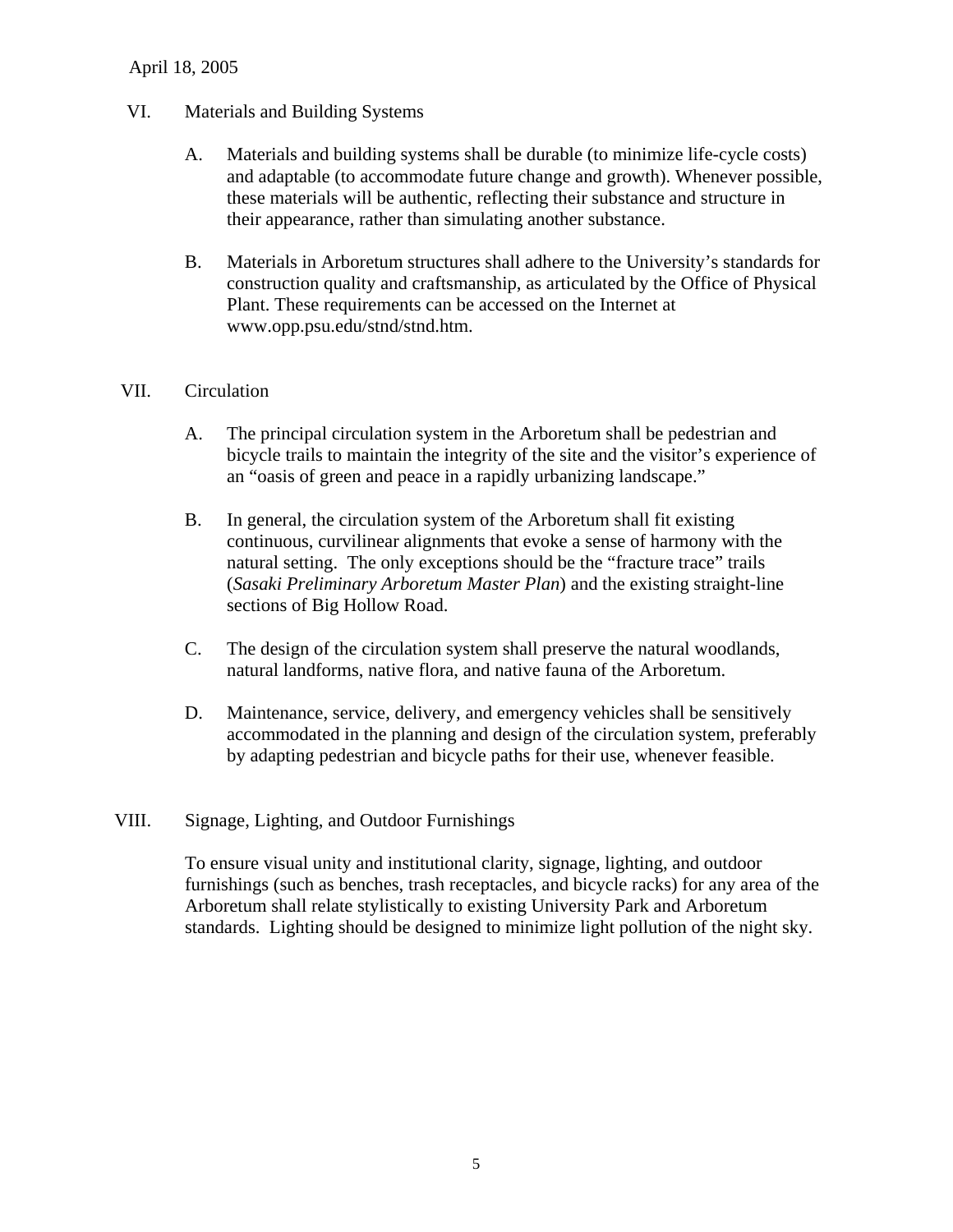April 18, 2005

## VI. Materials and Building Systems

A. Materials and building systems shall be durable (to minimize life-cycle costs) and adaptable (to accommodate future change and growth). Whenever possible, these materials will be authentic, reflecting their substance and structure in their appearance, rather than simulating another substance.

B. Materials in Arboretum structures shall adhere to the University's standards for construction quality and craftsmanship, as articulated by the Office of Physical Plant. These requirements can be accessed on the Internet at www.opp.psu.edu/stnd/stnd.htm.

## VII. Circulation

A. The principal circulation system in the Arboretum shall be pedestrian and bicycle trails to maintain the integrity of the site and the visitor's experience of an "oasis of green and peace in a rapidly urbanizing landscape."

B. In general, the circulation system of the Arboretum shall fit existing continuous, curvilinear alignments that evoke a sense of harmony with the natural setting. The only exceptions should be the "fracture trace" trails (*Sasaki Preliminary Arboretum Master Plan*) and the existing straight-line sections of Big Hollow Road.

C. The design of the circulation system shall preserve the natural woodlands, natural landforms, native flora, and native fauna of the Arboretum.

D. Maintenance, service, delivery, and emergency vehicles shall be sensitively accommodated in the planning and design of the circulation system, preferably by adapting pedestrian and bicycle paths for their use, whenever feasible.

## VIII. Signage, Lighting, and Outdoor Furnishings

To ensure visual unity and institutional clarity, signage, lighting, and outdoor furnishings (such as benches, trash receptacles, and bicycle racks) for any area of the Arboretum shall relate stylistically to existing University Park and Arboretum standards. Lighting should be designed to minimize light pollution of the night sky.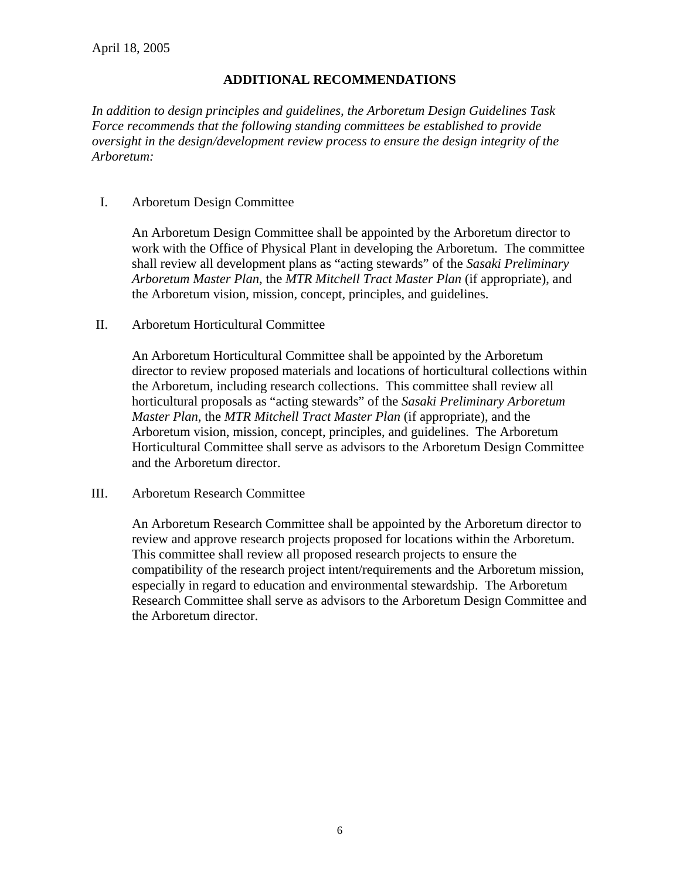April 18, 2005

## ADDITIONAL RECOMMENDATIONS

*In addition to design principles and guidelines, the Arboretum Design Guidelines Task Force recommends that the following standing committees be established to provide oversight in the design/development review process to ensure the design integrity of the Arboretum:*

I. Arboretum Design Committee

An Arboretum Design Committee shall be appointed by the Arboretum director to work with the Office of Physical Plant in developing the Arboretum. The committee shall review all development plans as "acting stewards" of the *Sasaki Preliminary Arboretum Master Plan*, the *MTR Mitchell Tract Master Plan* (if appropriate), and the Arboretum vision, mission, concept, principles, and guidelines.

II. Arboretum Horticultural Committee

An Arboretum Horticultural Committee shall be appointed by the Arboretum director to review proposed materials and locations of horticultural collections within the Arboretum, including research collections. This committee shall review all horticultural proposals as "acting stewards" of the *Sasaki Preliminary Arboretum Master Plan*, the *MTR Mitchell Tract Master Plan* (if appropriate), and the Arboretum vision, mission, concept, principles, and guidelines. The Arboretum Horticultural Committee shall serve as advisors to the Arboretum Design Committee and the Arboretum director.

III. Arboretum Research Committee

An Arboretum Research Committee shall be appointed by the Arboretum director to review and approve research projects proposed for locations within the Arboretum. This committee shall review all proposed research projects to ensure the compatibility of the research project intent/requirements and the Arboretum mission, especially in regard to education and environmental stewardship. The Arboretum Research Committee shall serve as advisors to the Arboretum Design Committee and the Arboretum director.